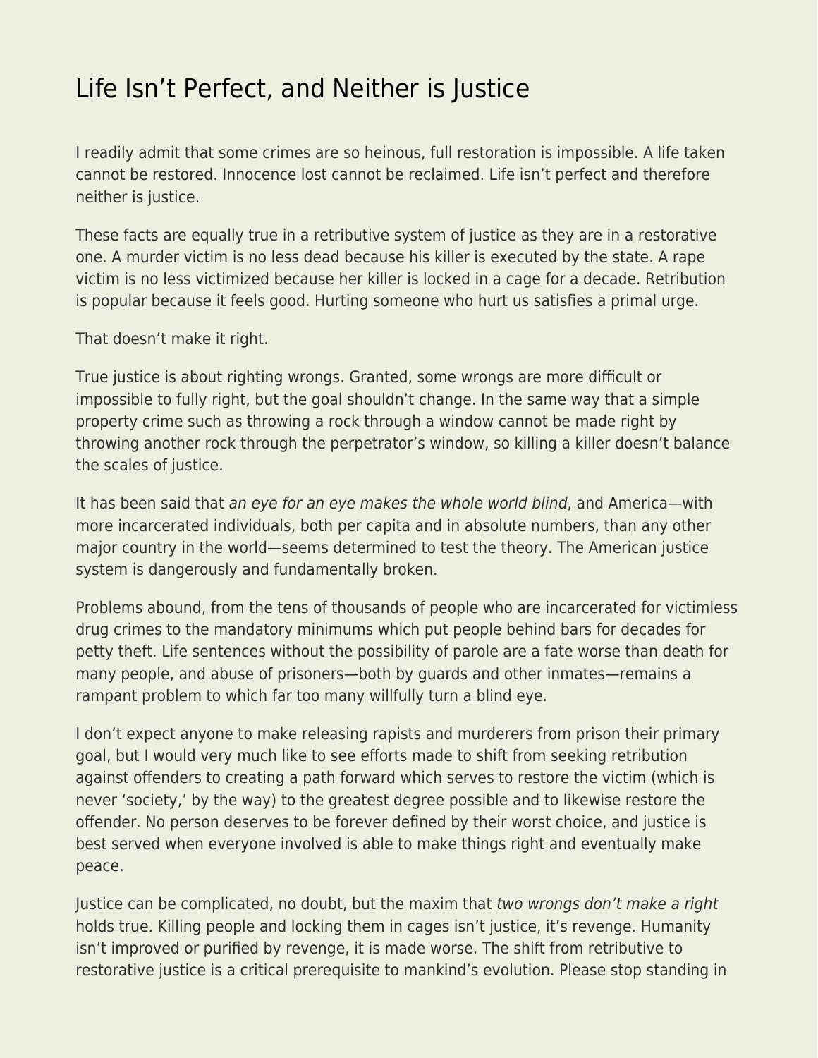# Life Isn't Perfect, and Neither is Justice

I readily admit that some crimes are so heinous, full restoration is impossible. A life taken cannot be restored. Innocence lost cannot be reclaimed. Life isn't perfect and therefore neither is justice.

These facts are equally true in a retributive system of justice as they are in a restorative one. A murder victim is no less dead because his killer is executed by the state. A rape victim is no less victimized because her killer is locked in a cage for a decade. Retribution is popular because it feels good. Hurting someone who hurt us satisfies a primal urge.

That doesn't make it right.

True justice is about righting wrongs. Granted, some wrongs are more difficult or impossible to fully right, but the goal shouldn't change. In the same way that a simple property crime such as throwing a rock through a window cannot be made right by throwing another rock through the perpetrator's window, so killing a killer doesn't balance the scales of justice.

It has been said that *an eye for an eye makes the whole world blind*, and America—with more incarcerated individuals, both per capita and in absolute numbers, than any other major country in the world—seems determined to test the theory. The American justice system is dangerously and fundamentally broken.

Problems abound, from the tens of thousands of people who are incarcerated for victimless drug crimes to the mandatory minimums which put people behind bars for decades for petty theft. Life sentences without the possibility of parole are a fate worse than death for many people, and abuse of prisoners—both by guards and other inmates—remains a rampant problem to which far too many willfully turn a blind eye.

I don't expect anyone to make releasing rapists and murderers from prison their primary goal, but I would very much like to see efforts made to shift from seeking retribution against offenders to creating a path forward which serves to restore the victim (which is never 'society,' by the way) to the greatest degree possible and to likewise restore the offender. No person deserves to be forever defined by their worst choice, and justice is best served when everyone involved is able to make things right and eventually make peace.

Justice can be complicated, no doubt, but the maxim that *two wrongs don't make a right* holds true. Killing people and locking them in cages isn't justice, it's revenge. Humanity isn't improved or purified by revenge, it is made worse. The shift from retributive to restorative justice is a critical prerequisite to mankind's evolution. Please stop standing in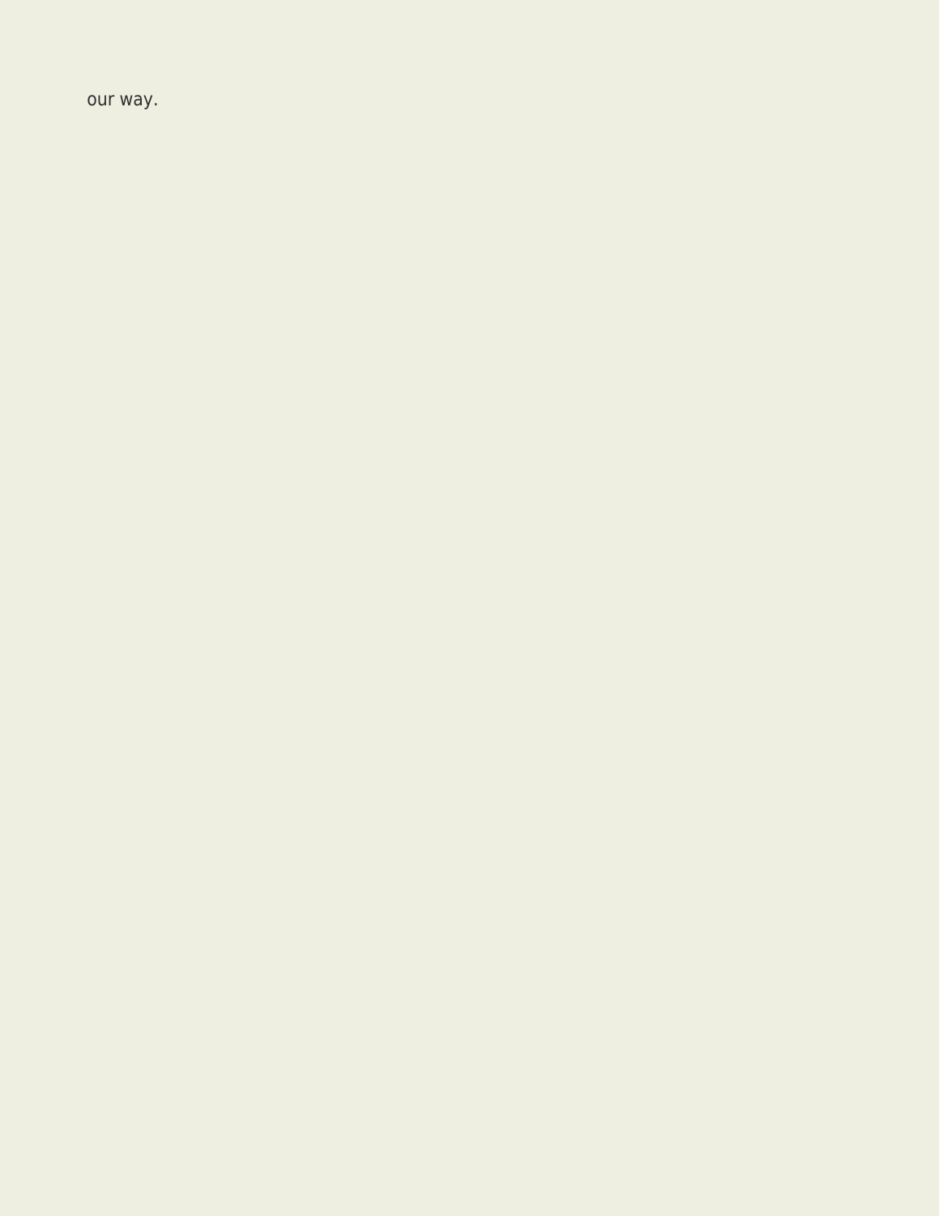our way.